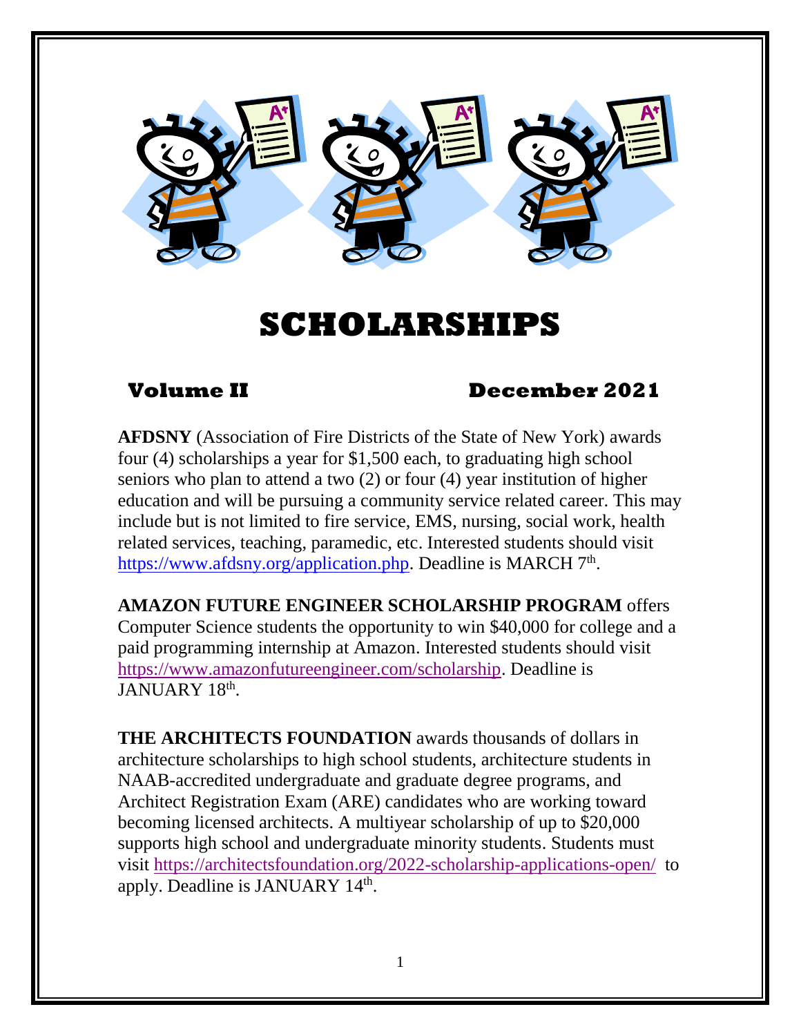# SCHOLARSHIPS

**Volume II** **December 2021**

**AFDSNY** (Association of Fire Districts of the State of New York) awards four (4) scholarships a year for $1,500 each, to graduating high school seniors who plan to attend a two (2) or four (4) year institution of higher education and will be pursuing a community service related career. This may include but is not limited to fire service, EMS, nursing, social work, health related services, teaching, paramedic, etc. Interested students should visit https://www.afdsny.org/application.php. Deadline is MARCH 7th.

**AMAZON FUTURE ENGINEER SCHOLARSHIP PROGRAM** offers Computer Science students the opportunity to win $40,000 for college and a paid programming internship at Amazon. Interested students should visit https://www.amazonfutureengineer.com/scholarship. Deadline is JANUARY 18th.

**THE ARCHITECTS FOUNDATION** awards thousands of dollars in architecture scholarships to high school students, architecture students in NAAB-accredited undergraduate and graduate degree programs, and Architect Registration Exam (ARE) candidates who are working toward becoming licensed architects. A multiyear scholarship of up to $20,000 supports high school and undergraduate minority students. Students must visit https://architectsfoundation.org/2022-scholarship-applications-open/ to apply. Deadline is JANUARY 14th.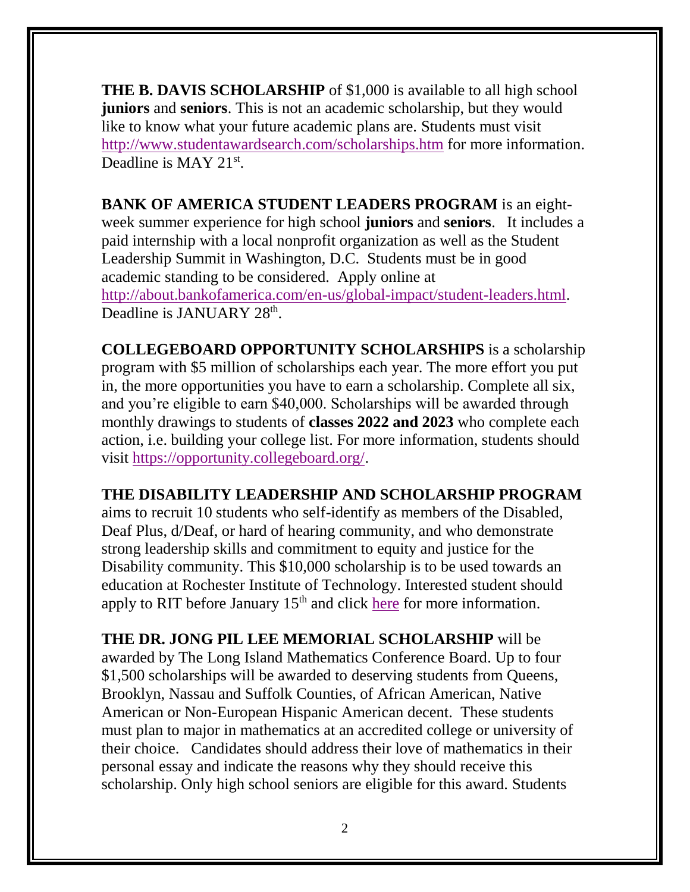**THE B. DAVIS SCHOLARSHIP** of $1,000 is available to all high school **juniors** and **seniors**. This is not an academic scholarship, but they would like to know what your future academic plans are. Students must visit http://www.studentawardsearch.com/scholarships.htm for more information. Deadline is MAY 21st.

**BANK OF AMERICA STUDENT LEADERS PROGRAM** is an eight-week summer experience for high school **juniors** and **seniors**. It includes a paid internship with a local nonprofit organization as well as the Student Leadership Summit in Washington, D.C. Students must be in good academic standing to be considered. Apply online at http://about.bankofamerica.com/en-us/global-impact/student-leaders.html. Deadline is JANUARY 28th.

**COLLEGEBOARD OPPORTUNITY SCHOLARSHIPS** is a scholarship program with $5 million of scholarships each year. The more effort you put in, the more opportunities you have to earn a scholarship. Complete all six, and you're eligible to earn $40,000. Scholarships will be awarded through monthly drawings to students of **classes 2022 and 2023** who complete each action, i.e. building your college list. For more information, students should visit https://opportunity.collegeboard.org/.

**THE DISABILITY LEADERSHIP AND SCHOLARSHIP PROGRAM** aims to recruit 10 students who self-identify as members of the Disabled, Deaf Plus, d/Deaf, or hard of hearing community, and who demonstrate strong leadership skills and commitment to equity and justice for the Disability community. This $10,000 scholarship is to be used towards an education at Rochester Institute of Technology. Interested student should apply to RIT before January 15th and click here for more information.

**THE DR. JONG PIL LEE MEMORIAL SCHOLARSHIP** will be awarded by The Long Island Mathematics Conference Board. Up to four $1,500 scholarships will be awarded to deserving students from Queens, Brooklyn, Nassau and Suffolk Counties, of African American, Native American or Non-European Hispanic American decent. These students must plan to major in mathematics at an accredited college or university of their choice. Candidates should address their love of mathematics in their personal essay and indicate the reasons why they should receive this scholarship. Only high school seniors are eligible for this award. Students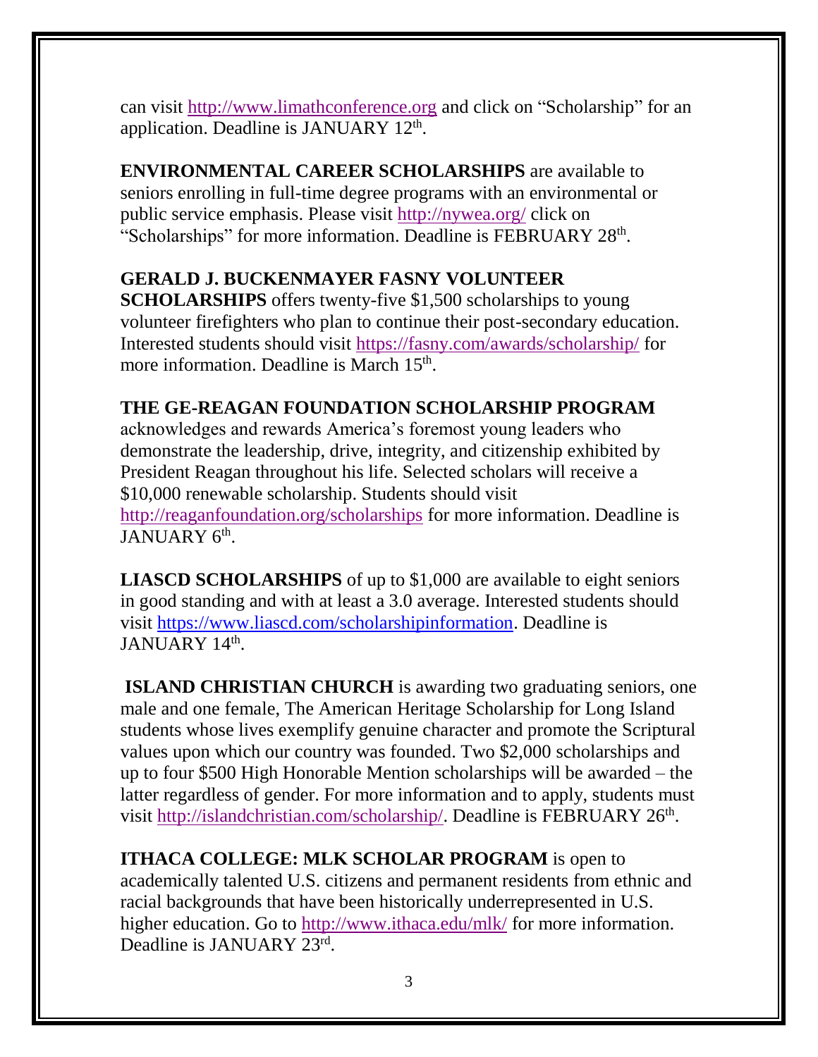can visit http://www.limathconference.org and click on "Scholarship" for an application. Deadline is JANUARY 12th.

**ENVIRONMENTAL CAREER SCHOLARSHIPS** are available to seniors enrolling in full-time degree programs with an environmental or public service emphasis. Please visit http://nywea.org/ click on "Scholarships" for more information. Deadline is FEBRUARY 28th.

**GERALD J. BUCKENMAYER FASNY VOLUNTEER SCHOLARSHIPS** offers twenty-five $1,500 scholarships to young volunteer firefighters who plan to continue their post-secondary education. Interested students should visit https://fasny.com/awards/scholarship/ for more information. Deadline is March 15th.

**THE GE-REAGAN FOUNDATION SCHOLARSHIP PROGRAM** acknowledges and rewards America's foremost young leaders who demonstrate the leadership, drive, integrity, and citizenship exhibited by President Reagan throughout his life. Selected scholars will receive a $10,000 renewable scholarship. Students should visit http://reaganfoundation.org/scholarships for more information. Deadline is JANUARY 6th.

**LIASCD SCHOLARSHIPS** of up to $1,000 are available to eight seniors in good standing and with at least a 3.0 average. Interested students should visit https://www.liascd.com/scholarshipinformation. Deadline is JANUARY 14th.

**ISLAND CHRISTIAN CHURCH** is awarding two graduating seniors, one male and one female, The American Heritage Scholarship for Long Island students whose lives exemplify genuine character and promote the Scriptural values upon which our country was founded. Two $2,000 scholarships and up to four $500 High Honorable Mention scholarships will be awarded – the latter regardless of gender. For more information and to apply, students must visit http://islandchristian.com/scholarship/. Deadline is FEBRUARY 26th.

**ITHACA COLLEGE: MLK SCHOLAR PROGRAM** is open to academically talented U.S. citizens and permanent residents from ethnic and racial backgrounds that have been historically underrepresented in U.S. higher education. Go to http://www.ithaca.edu/mlk/ for more information. Deadline is JANUARY 23rd.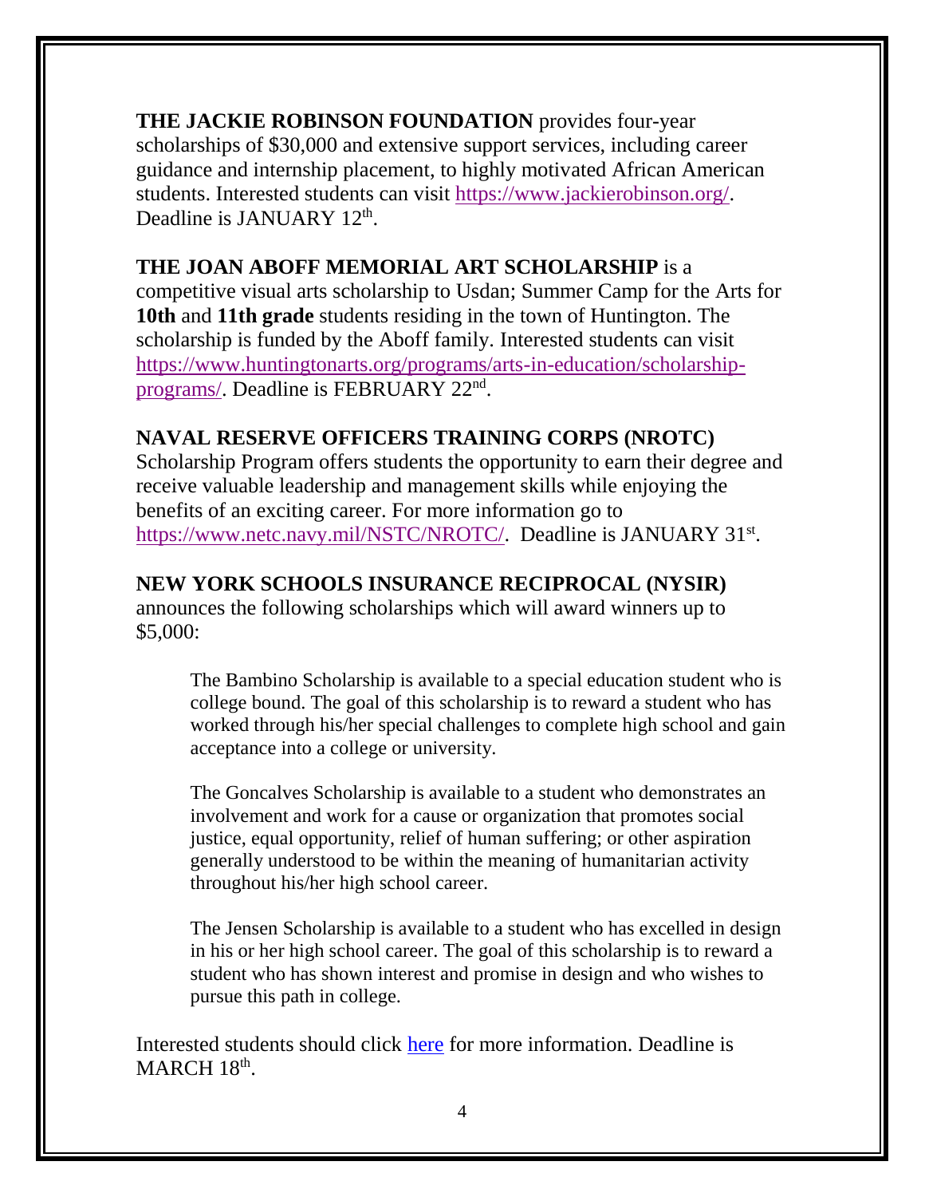**THE JACKIE ROBINSON FOUNDATION** provides four-year scholarships of $30,000 and extensive support services, including career guidance and internship placement, to highly motivated African American students. Interested students can visit [https://www.jackierobinson.org/](https://www.jackierobinson.org/). Deadline is JANUARY 12th.

**THE JOAN ABOFF MEMORIAL ART SCHOLARSHIP** is a competitive visual arts scholarship to Usdan; Summer Camp for the Arts for **10th** and **11th grade** students residing in the town of Huntington. The scholarship is funded by the Aboff family. Interested students can visit [https://www.huntingtonarts.org/programs/arts-in-education/scholarship-programs/](https://www.huntingtonarts.org/programs/arts-in-education/scholarship-programs/). Deadline is FEBRUARY 22nd.

**NAVAL RESERVE OFFICERS TRAINING CORPS (NROTC)** Scholarship Program offers students the opportunity to earn their degree and receive valuable leadership and management skills while enjoying the benefits of an exciting career. For more information go to [https://www.netc.navy.mil/NSTC/NROTC/](https://www.netc.navy.mil/NSTC/NROTC/). Deadline is JANUARY 31st.

**NEW YORK SCHOOLS INSURANCE RECIPROCAL (NYSIR)** announces the following scholarships which will award winners up to $5,000:

> The Bambino Scholarship is available to a special education student who is college bound. The goal of this scholarship is to reward a student who has worked through his/her special challenges to complete high school and gain acceptance into a college or university.
>
> The Goncalves Scholarship is available to a student who demonstrates an involvement and work for a cause or organization that promotes social justice, equal opportunity, relief of human suffering; or other aspiration generally understood to be within the meaning of humanitarian activity throughout his/her high school career.
>
> The Jensen Scholarship is available to a student who has excelled in design in his or her high school career. The goal of this scholarship is to reward a student who has shown interest and promise in design and who wishes to pursue this path in college.

Interested students should click here for more information. Deadline is MARCH 18th.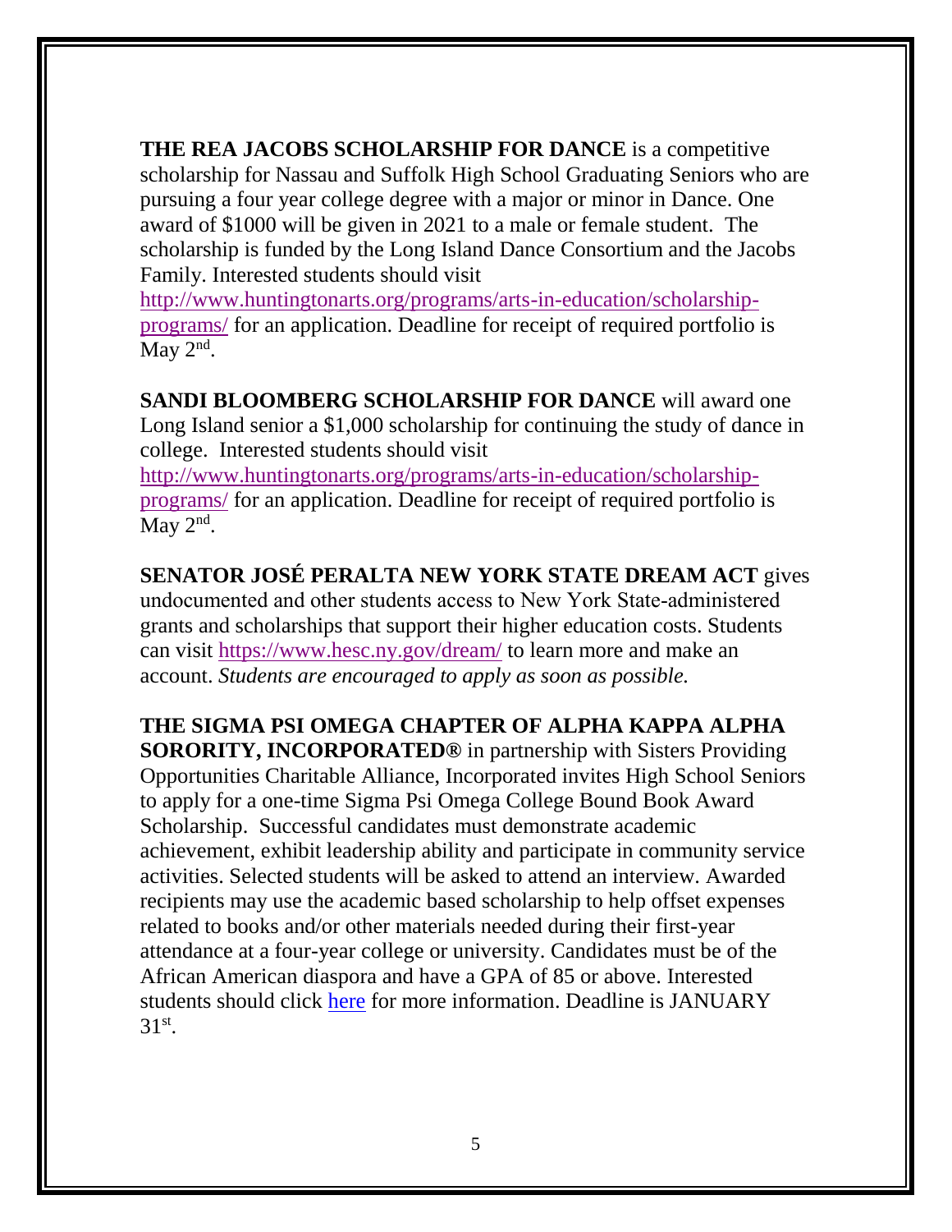**THE REA JACOBS SCHOLARSHIP FOR DANCE** is a competitive scholarship for Nassau and Suffolk High School Graduating Seniors who are pursuing a four year college degree with a major or minor in Dance. One award of $1000 will be given in 2021 to a male or female student. The scholarship is funded by the Long Island Dance Consortium and the Jacobs Family. Interested students should visit http://www.huntingtonarts.org/programs/arts-in-education/scholarship-programs/ for an application. Deadline for receipt of required portfolio is May 2nd.

**SANDI BLOOMBERG SCHOLARSHIP FOR DANCE** will award one Long Island senior a $1,000 scholarship for continuing the study of dance in college. Interested students should visit http://www.huntingtonarts.org/programs/arts-in-education/scholarship-programs/ for an application. Deadline for receipt of required portfolio is May 2nd.

**SENATOR JOSÉ PERALTA NEW YORK STATE DREAM ACT** gives undocumented and other students access to New York State-administered grants and scholarships that support their higher education costs. Students can visit https://www.hesc.ny.gov/dream/ to learn more and make an account. *Students are encouraged to apply as soon as possible.*

**THE SIGMA PSI OMEGA CHAPTER OF ALPHA KAPPA ALPHA SORORITY, INCORPORATED®** in partnership with Sisters Providing Opportunities Charitable Alliance, Incorporated invites High School Seniors to apply for a one-time Sigma Psi Omega College Bound Book Award Scholarship. Successful candidates must demonstrate academic achievement, exhibit leadership ability and participate in community service activities. Selected students will be asked to attend an interview. Awarded recipients may use the academic based scholarship to help offset expenses related to books and/or other materials needed during their first-year attendance at a four-year college or university. Candidates must be of the African American diaspora and have a GPA of 85 or above. Interested students should click here for more information. Deadline is JANUARY 31st.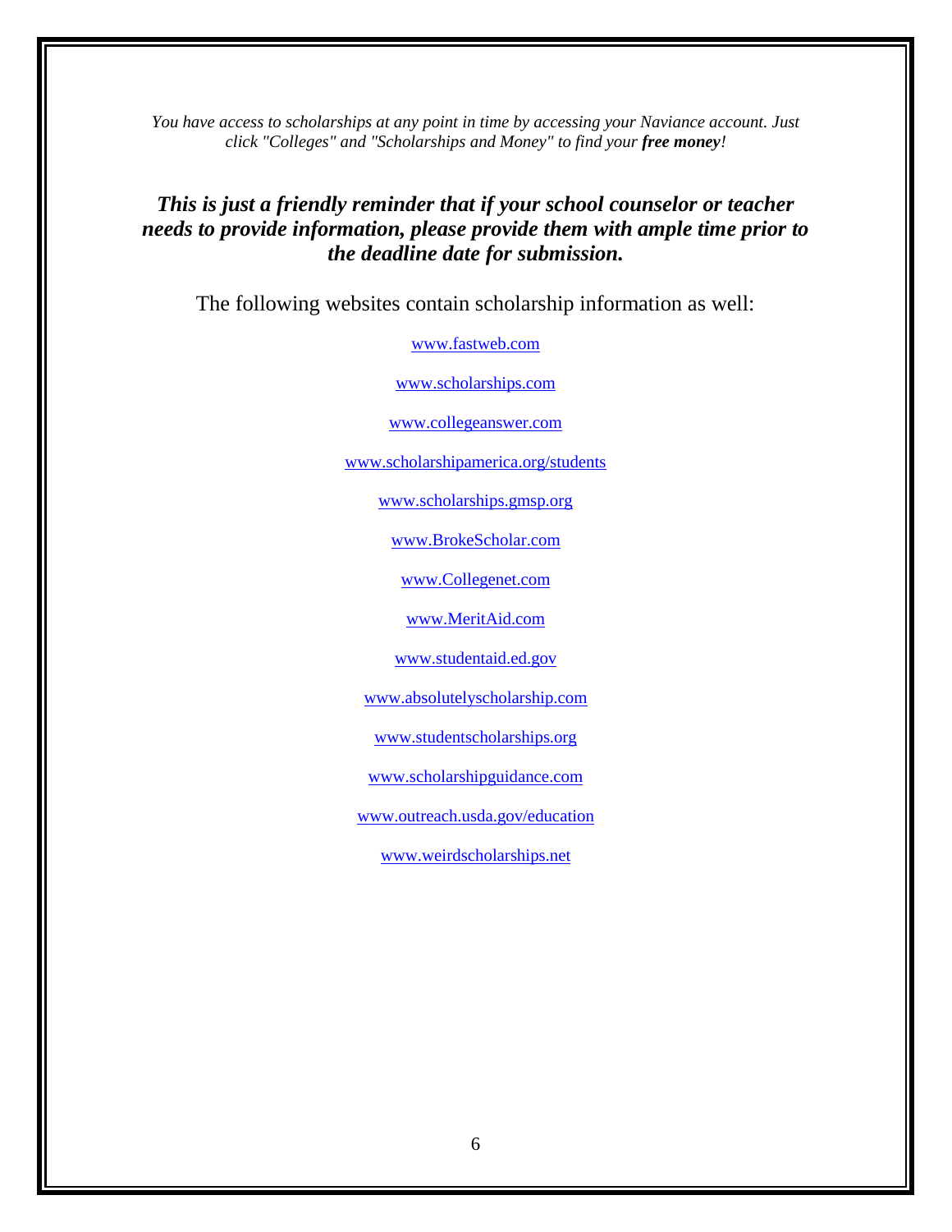*You have access to scholarships at any point in time by accessing your Naviance account. Just click "Colleges" and "Scholarships and Money" to find your **free money**!*

***This is just a friendly reminder that if your school counselor or teacher needs to provide information, please provide them with ample time prior to the deadline date for submission.***

The following websites contain scholarship information as well:

www.fastweb.com

www.scholarships.com

www.collegeanswer.com

www.scholarshipamerica.org/students

www.scholarships.gmsp.org

www.BrokeScholar.com

www.Collegenet.com

www.MeritAid.com

www.studentaid.ed.gov

www.absolutelyscholarship.com

www.studentscholarships.org

www.scholarshipguidance.com

www.outreach.usda.gov/education

www.weirdscholarships.net